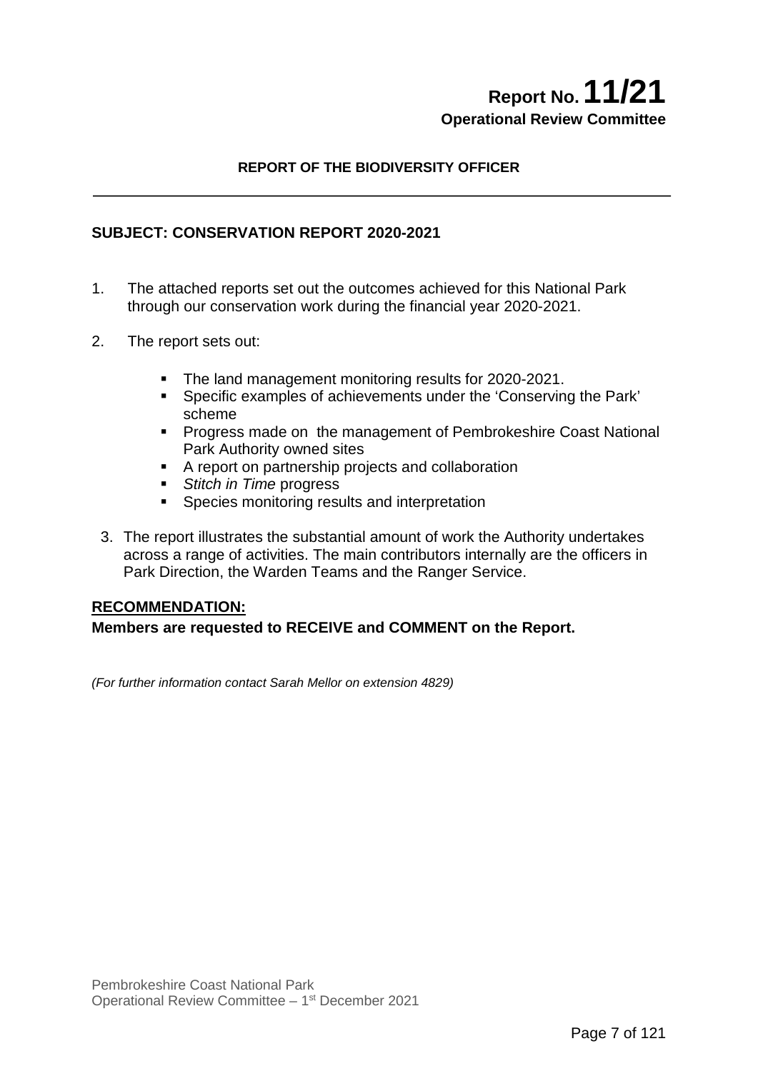# Report No. 11/21

**Operational Review Committee**

**REPORT OF THE BIODIVERSITY OFFICER**

---

## SUBJECT: CONSERVATION REPORT 2020-2021

1. The attached reports set out the outcomes achieved for this National Park through our conservation work during the financial year 2020-2021.

2. The report sets out:

   - The land management monitoring results for 2020-2021.
   - Specific examples of achievements under the 'Conserving the Park' scheme
   - Progress made on the management of Pembrokeshire Coast National Park Authority owned sites
   - A report on partnership projects and collaboration
   - *Stitch in Time* progress
   - Species monitoring results and interpretation

3. The report illustrates the substantial amount of work the Authority undertakes across a range of activities. The main contributors internally are the officers in Park Direction, the Warden Teams and the Ranger Service.

**RECOMMENDATION:**

**Members are requested to RECEIVE and COMMENT on the Report.**

*(For further information contact Sarah Mellor on extension 4829)*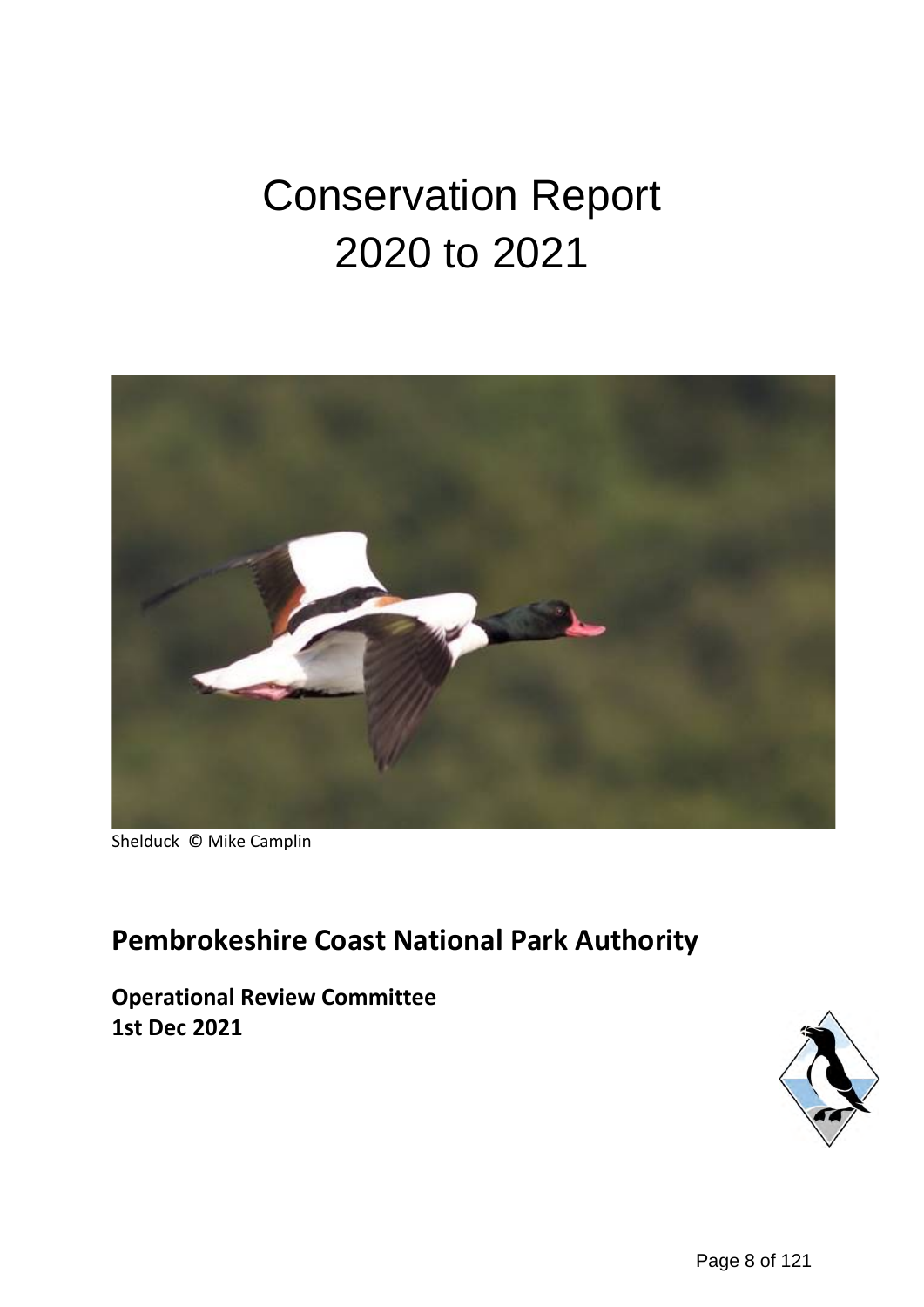# Conservation Report
# 2020 to 2021

Shelduck © Mike Camplin

## Pembrokeshire Coast National Park Authority

**Operational Review Committee**
**1st Dec 2021**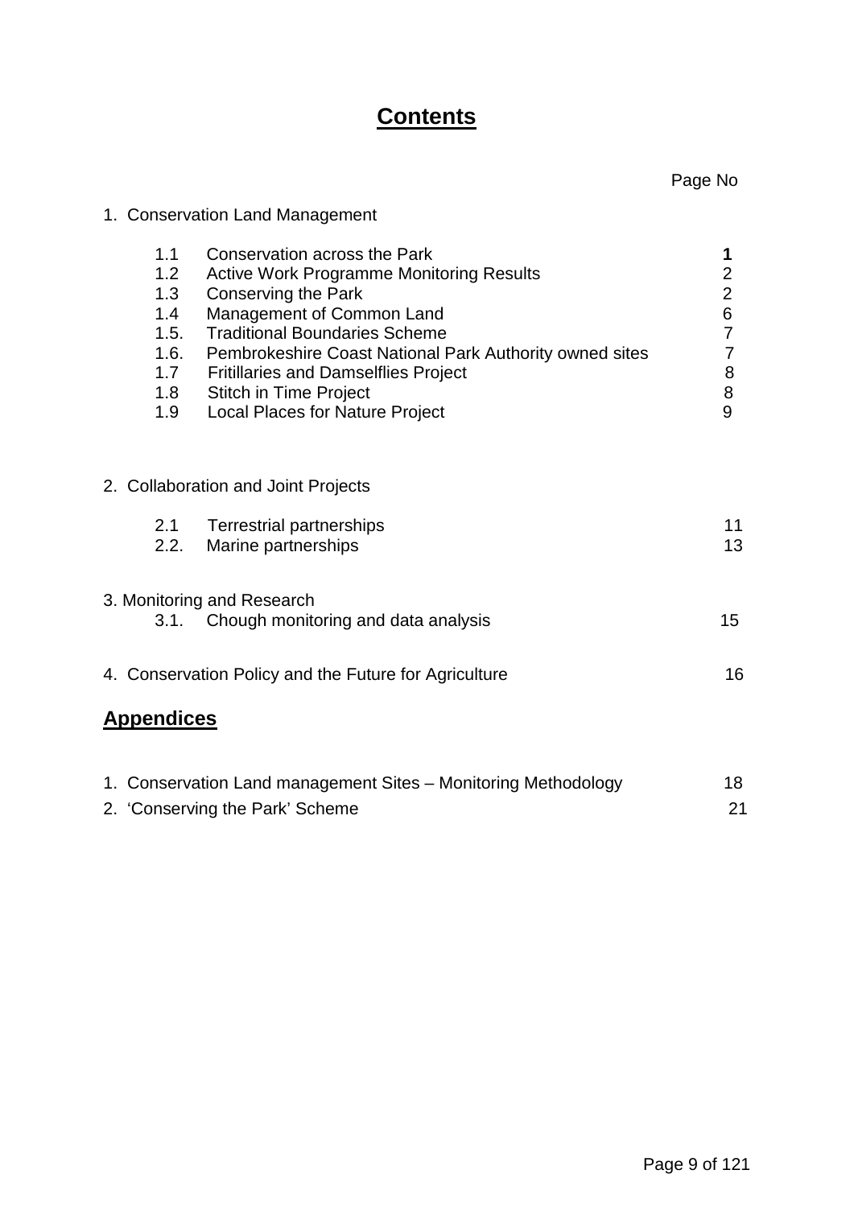# Contents

| | Page No |
|---|---|
| 1. Conservation Land Management | |
| 1.1 Conservation across the Park | **1** |
| 1.2 Active Work Programme Monitoring Results | 2 |
| 1.3 Conserving the Park | 2 |
| 1.4 Management of Common Land | 6 |
| 1.5. Traditional Boundaries Scheme | 7 |
| 1.6. Pembrokeshire Coast National Park Authority owned sites | 7 |
| 1.7 Fritillaries and Damselflies Project | 8 |
| 1.8 Stitch in Time Project | 8 |
| 1.9 Local Places for Nature Project | 9 |
| 2. Collaboration and Joint Projects | |
| 2.1 Terrestrial partnerships | 11 |
| 2.2. Marine partnerships | 13 |
| 3. Monitoring and Research | |
| 3.1. Chough monitoring and data analysis | 15 |
| 4. Conservation Policy and the Future for Agriculture | 16 |

## Appendices

| | |
|---|---|
| 1. Conservation Land management Sites – Monitoring Methodology | 18 |
| 2. 'Conserving the Park' Scheme | 21 |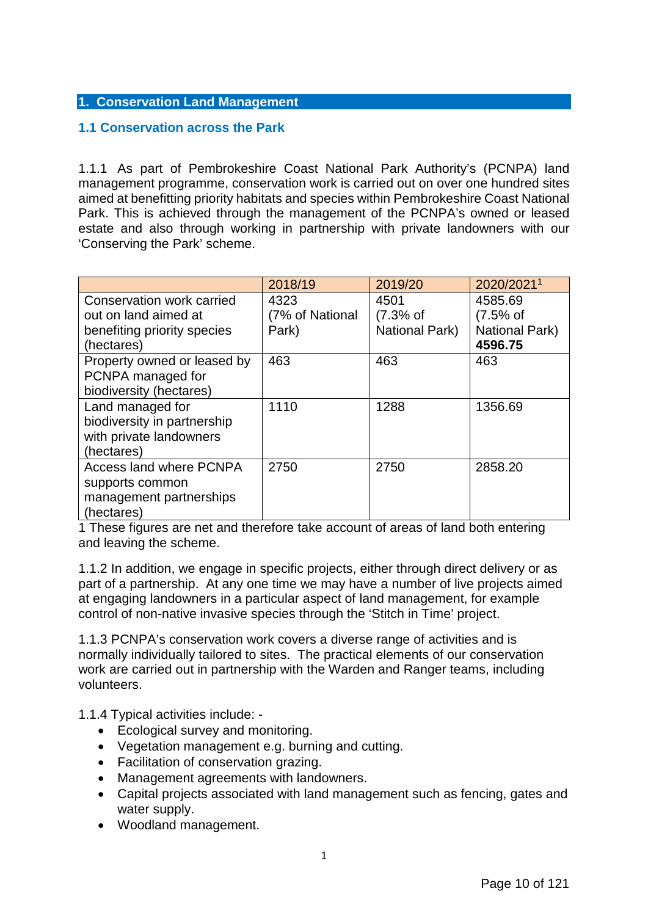## 1. Conservation Land Management

### 1.1 Conservation across the Park

1.1.1 As part of Pembrokeshire Coast National Park Authority's (PCNPA) land management programme, conservation work is carried out on over one hundred sites aimed at benefitting priority habitats and species within Pembrokeshire Coast National Park. This is achieved through the management of the PCNPA's owned or leased estate and also through working in partnership with private landowners with our 'Conserving the Park' scheme.

| | 2018/19 | 2019/20 | 2020/2021[1] |
|---|---|---|---|
| Conservation work carried out on land aimed at benefiting priority species (hectares) | 4323 (7% of National Park) | 4501 (7.3% of National Park) | 4585.69 (7.5% of National Park) **4596.75** |
| Property owned or leased by PCNPA managed for biodiversity (hectares) | 463 | 463 | 463 |
| Land managed for biodiversity in partnership with private landowners (hectares) | 1110 | 1288 | 1356.69 |
| Access land where PCNPA supports common management partnerships (hectares) | 2750 | 2750 | 2858.20 |

1 These figures are net and therefore take account of areas of land both entering and leaving the scheme.

1.1.2 In addition, we engage in specific projects, either through direct delivery or as part of a partnership. At any one time we may have a number of live projects aimed at engaging landowners in a particular aspect of land management, for example control of non-native invasive species through the 'Stitch in Time' project.

1.1.3 PCNPA's conservation work covers a diverse range of activities and is normally individually tailored to sites. The practical elements of our conservation work are carried out in partnership with the Warden and Ranger teams, including volunteers.

1.1.4 Typical activities include: -

- Ecological survey and monitoring.
- Vegetation management e.g. burning and cutting.
- Facilitation of conservation grazing.
- Management agreements with landowners.
- Capital projects associated with land management such as fencing, gates and water supply.
- Woodland management.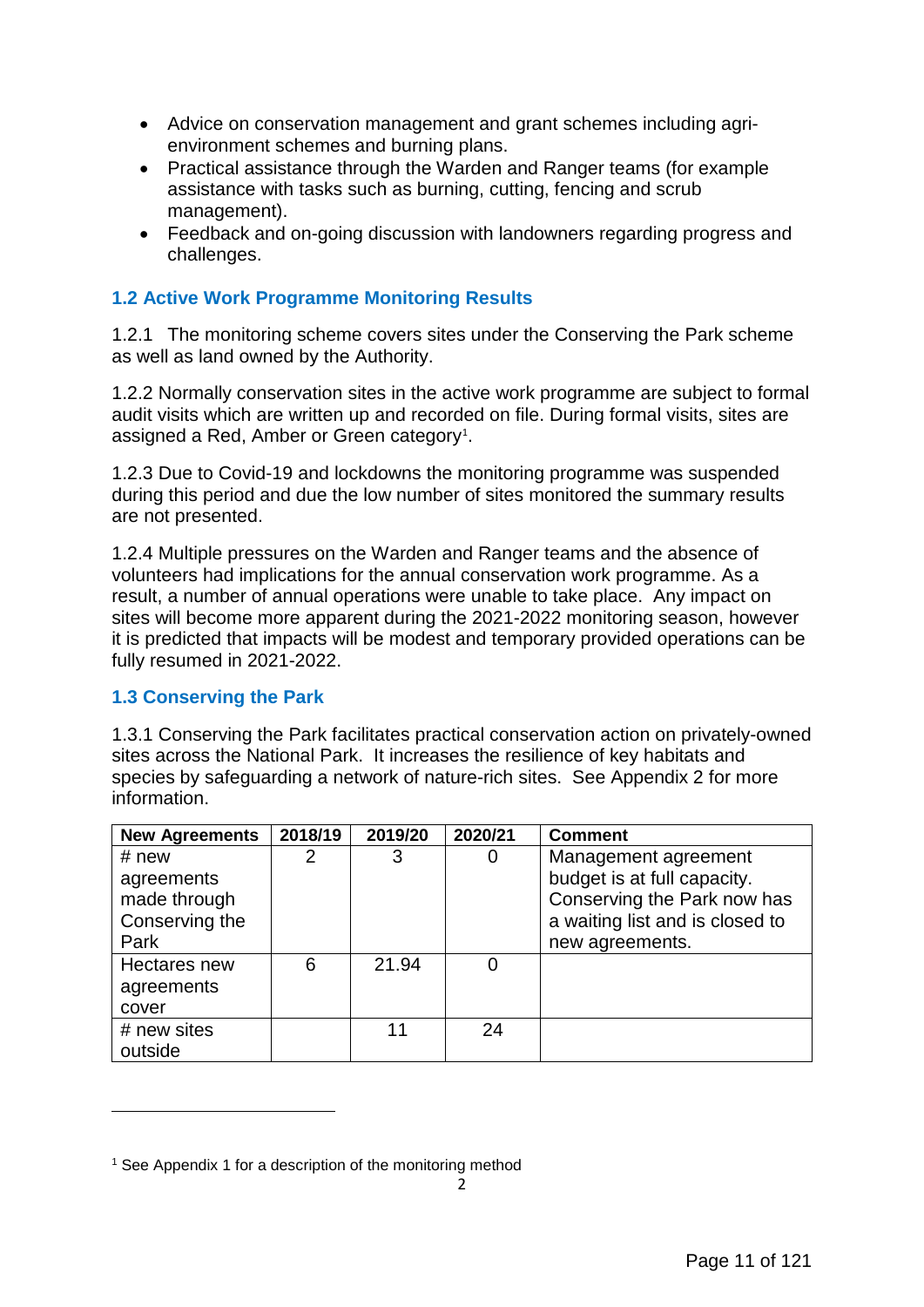- Advice on conservation management and grant schemes including agri-environment schemes and burning plans.
- Practical assistance through the Warden and Ranger teams (for example assistance with tasks such as burning, cutting, fencing and scrub management).
- Feedback and on-going discussion with landowners regarding progress and challenges.

### 1.2 Active Work Programme Monitoring Results

1.2.1 The monitoring scheme covers sites under the Conserving the Park scheme as well as land owned by the Authority.

1.2.2 Normally conservation sites in the active work programme are subject to formal audit visits which are written up and recorded on file. During formal visits, sites are assigned a Red, Amber or Green category[1].

1.2.3 Due to Covid-19 and lockdowns the monitoring programme was suspended during this period and due the low number of sites monitored the summary results are not presented.

1.2.4 Multiple pressures on the Warden and Ranger teams and the absence of volunteers had implications for the annual conservation work programme. As a result, a number of annual operations were unable to take place. Any impact on sites will become more apparent during the 2021-2022 monitoring season, however it is predicted that impacts will be modest and temporary provided operations can be fully resumed in 2021-2022.

### 1.3 Conserving the Park

1.3.1 Conserving the Park facilitates practical conservation action on privately-owned sites across the National Park. It increases the resilience of key habitats and species by safeguarding a network of nature-rich sites. See Appendix 2 for more information.

| New Agreements | 2018/19 | 2019/20 | 2020/21 | Comment |
|---|---|---|---|---|
| # new agreements made through Conserving the Park | 2 | 3 | 0 | Management agreement budget is at full capacity. Conserving the Park now has a waiting list and is closed to new agreements. |
| Hectares new agreements cover | 6 | 21.94 | 0 | |
| # new sites outside | | 11 | 24 | |

[1] See Appendix 1 for a description of the monitoring method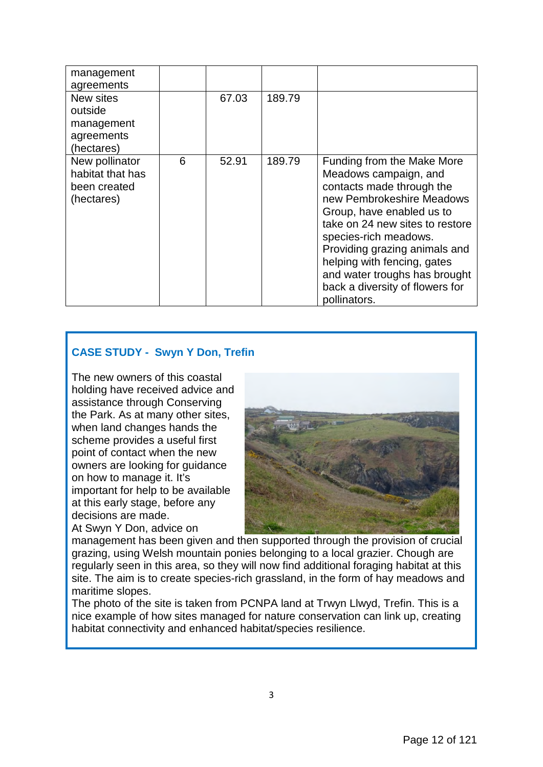| management agreements | | | | |
|---|---|---|---|---|
| New sites outside management agreements (hectares) | | 67.03 | 189.79 | |
| New pollinator habitat that has been created (hectares) | 6 | 52.91 | 189.79 | Funding from the Make More Meadows campaign, and contacts made through the new Pembrokeshire Meadows Group, have enabled us to take on 24 new sites to restore species-rich meadows. Providing grazing animals and helping with fencing, gates and water troughs has brought back a diversity of flowers for pollinators. |

**CASE STUDY - Swyn Y Don, Trefin**

The new owners of this coastal holding have received advice and assistance through Conserving the Park. As at many other sites, when land changes hands the scheme provides a useful first point of contact when the new owners are looking for guidance on how to manage it. It's important for help to be available at this early stage, before any decisions are made.

At Swyn Y Don, advice on management has been given and then supported through the provision of crucial grazing, using Welsh mountain ponies belonging to a local grazier. Chough are regularly seen in this area, so they will now find additional foraging habitat at this site. The aim is to create species-rich grassland, in the form of hay meadows and maritime slopes.

The photo of the site is taken from PCNPA land at Trwyn Llwyd, Trefin. This is a nice example of how sites managed for nature conservation can link up, creating habitat connectivity and enhanced habitat/species resilience.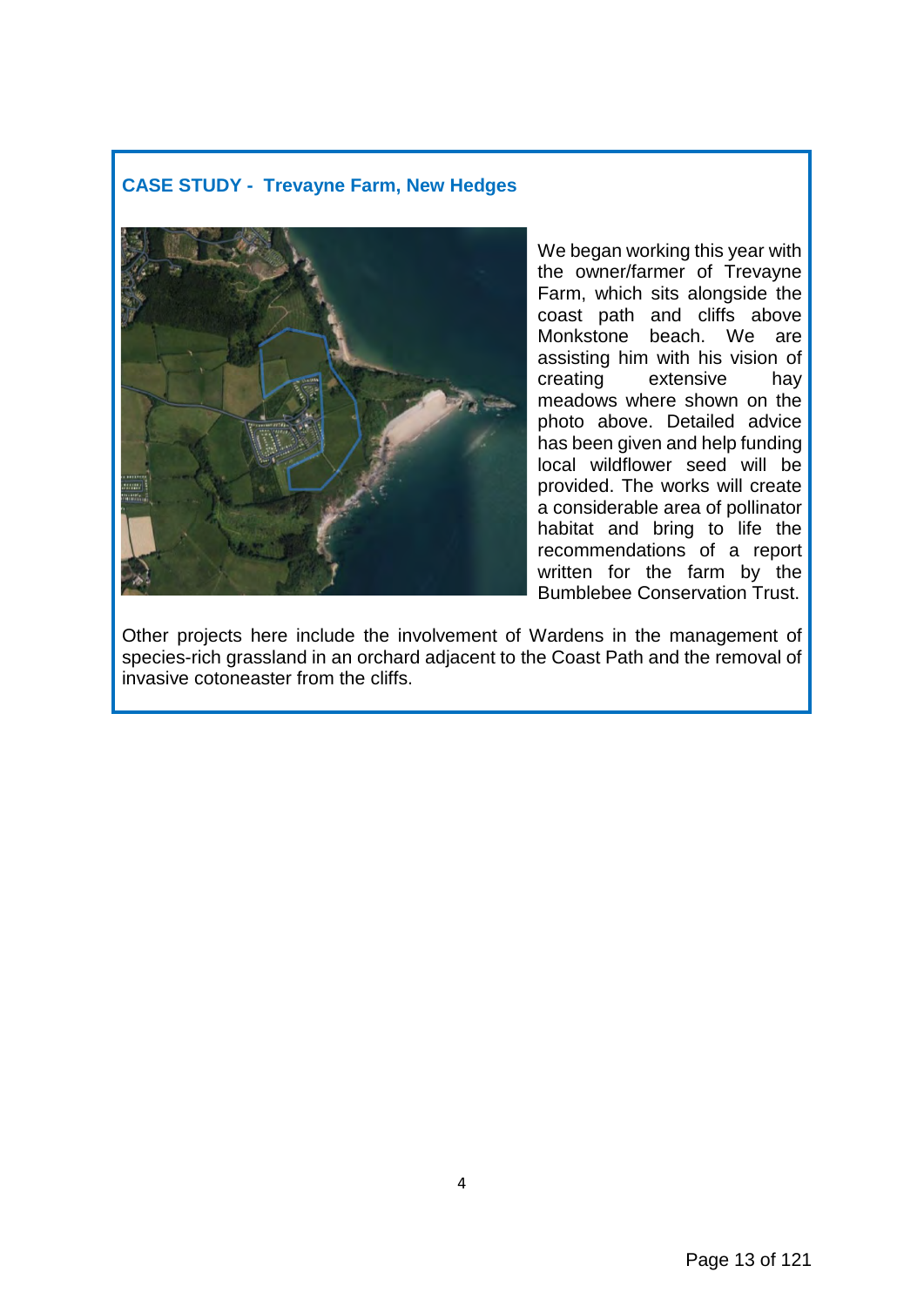## CASE STUDY - Trevayne Farm, New Hedges

We began working this year with the owner/farmer of Trevayne Farm, which sits alongside the coast path and cliffs above Monkstone beach. We are assisting him with his vision of creating extensive hay meadows where shown on the photo above. Detailed advice has been given and help funding local wildflower seed will be provided. The works will create a considerable area of pollinator habitat and bring to life the recommendations of a report written for the farm by the Bumblebee Conservation Trust.

Other projects here include the involvement of Wardens in the management of species-rich grassland in an orchard adjacent to the Coast Path and the removal of invasive cotoneaster from the cliffs.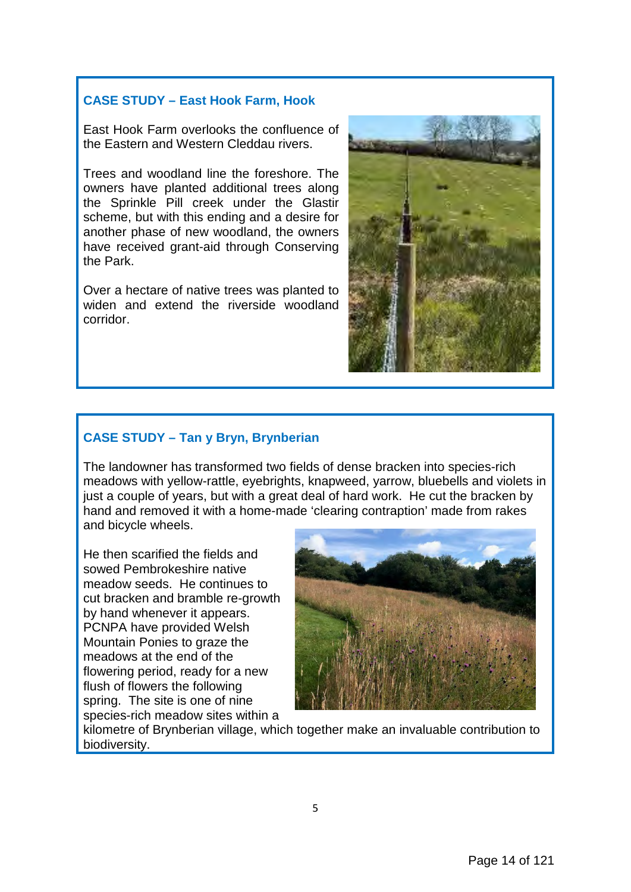### CASE STUDY – East Hook Farm, Hook

East Hook Farm overlooks the confluence of the Eastern and Western Cleddau rivers.

Trees and woodland line the foreshore. The owners have planted additional trees along the Sprinkle Pill creek under the Glastir scheme, but with this ending and a desire for another phase of new woodland, the owners have received grant-aid through Conserving the Park.

Over a hectare of native trees was planted to widen and extend the riverside woodland corridor.

### CASE STUDY – Tan y Bryn, Brynberian

The landowner has transformed two fields of dense bracken into species-rich meadows with yellow-rattle, eyebrights, knapweed, yarrow, bluebells and violets in just a couple of years, but with a great deal of hard work. He cut the bracken by hand and removed it with a home-made 'clearing contraption' made from rakes and bicycle wheels.

He then scarified the fields and sowed Pembrokeshire native meadow seeds. He continues to cut bracken and bramble re-growth by hand whenever it appears. PCNPA have provided Welsh Mountain Ponies to graze the meadows at the end of the flowering period, ready for a new flush of flowers the following spring. The site is one of nine species-rich meadow sites within a kilometre of Brynberian village, which together make an invaluable contribution to biodiversity.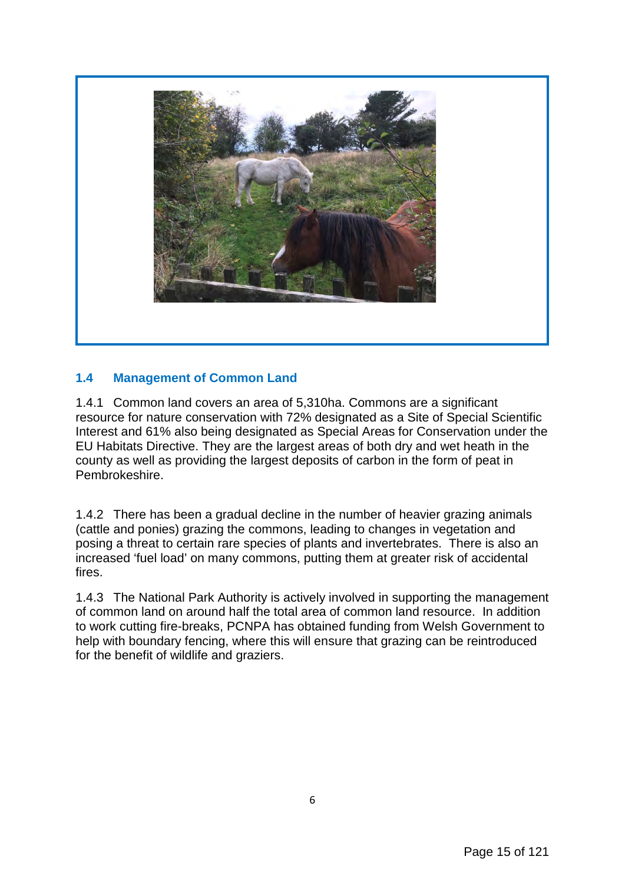### 1.4 Management of Common Land

1.4.1 Common land covers an area of 5,310ha. Commons are a significant resource for nature conservation with 72% designated as a Site of Special Scientific Interest and 61% also being designated as Special Areas for Conservation under the EU Habitats Directive. They are the largest areas of both dry and wet heath in the county as well as providing the largest deposits of carbon in the form of peat in Pembrokeshire.

1.4.2 There has been a gradual decline in the number of heavier grazing animals (cattle and ponies) grazing the commons, leading to changes in vegetation and posing a threat to certain rare species of plants and invertebrates. There is also an increased 'fuel load' on many commons, putting them at greater risk of accidental fires.

1.4.3 The National Park Authority is actively involved in supporting the management of common land on around half the total area of common land resource. In addition to work cutting fire-breaks, PCNPA has obtained funding from Welsh Government to help with boundary fencing, where this will ensure that grazing can be reintroduced for the benefit of wildlife and graziers.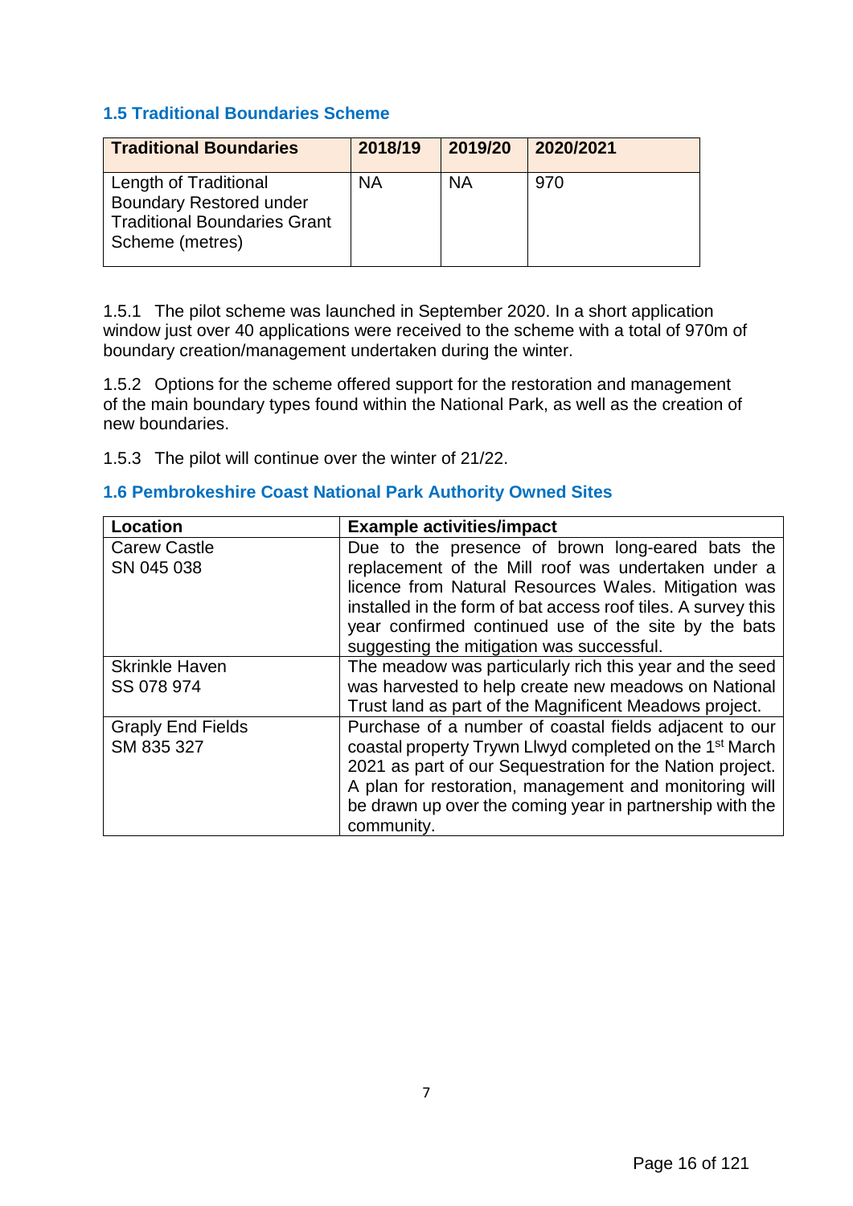### 1.5 Traditional Boundaries Scheme

| Traditional Boundaries | 2018/19 | 2019/20 | 2020/2021 |
|---|---|---|---|
| Length of Traditional Boundary Restored under Traditional Boundaries Grant Scheme (metres) | NA | NA | 970 |

1.5.1 The pilot scheme was launched in September 2020. In a short application window just over 40 applications were received to the scheme with a total of 970m of boundary creation/management undertaken during the winter.

1.5.2 Options for the scheme offered support for the restoration and management of the main boundary types found within the National Park, as well as the creation of new boundaries.

1.5.3 The pilot will continue over the winter of 21/22.

### 1.6 Pembrokeshire Coast National Park Authority Owned Sites

| Location | Example activities/impact |
|---|---|
| Carew Castle<br>SN 045 038 | Due to the presence of brown long-eared bats the replacement of the Mill roof was undertaken under a licence from Natural Resources Wales. Mitigation was installed in the form of bat access roof tiles. A survey this year confirmed continued use of the site by the bats suggesting the mitigation was successful. |
| Skrinkle Haven<br>SS 078 974 | The meadow was particularly rich this year and the seed was harvested to help create new meadows on National Trust land as part of the Magnificent Meadows project. |
| Graply End Fields<br>SM 835 327 | Purchase of a number of coastal fields adjacent to our coastal property Trywn Llwyd completed on the 1st March 2021 as part of our Sequestration for the Nation project. A plan for restoration, management and monitoring will be drawn up over the coming year in partnership with the community. |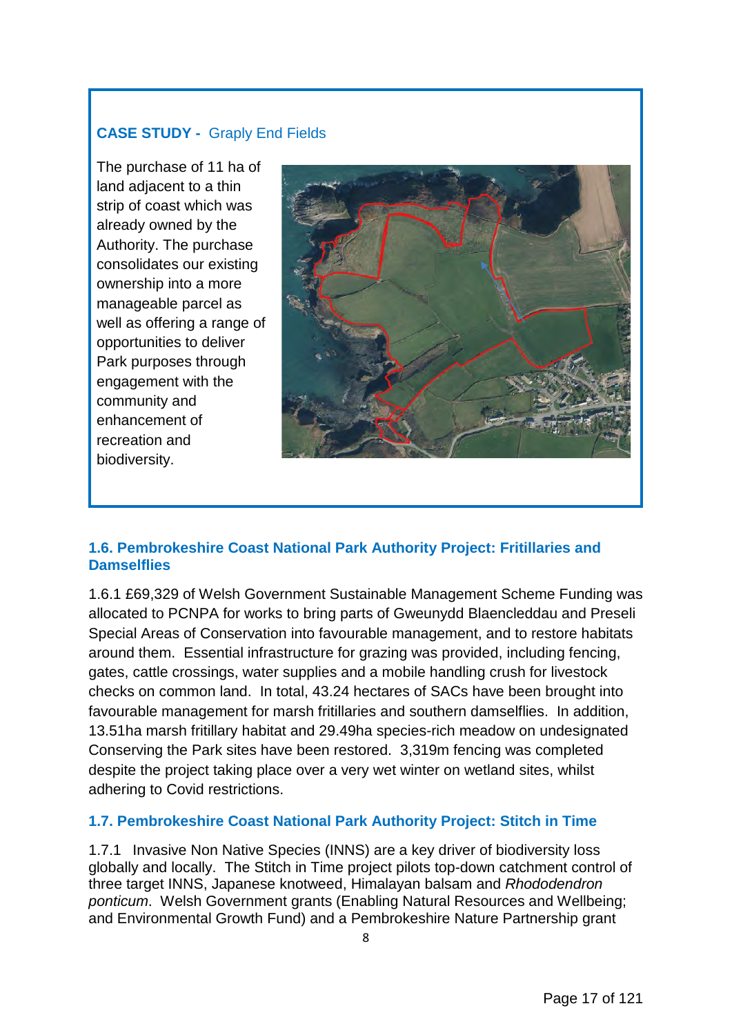**CASE STUDY -** Graply End Fields

The purchase of 11 ha of land adjacent to a thin strip of coast which was already owned by the Authority. The purchase consolidates our existing ownership into a more manageable parcel as well as offering a range of opportunities to deliver Park purposes through engagement with the community and enhancement of recreation and biodiversity.

### 1.6. Pembrokeshire Coast National Park Authority Project: Fritillaries and Damselflies

1.6.1 £69,329 of Welsh Government Sustainable Management Scheme Funding was allocated to PCNPA for works to bring parts of Gweunydd Blaencleddau and Preseli Special Areas of Conservation into favourable management, and to restore habitats around them. Essential infrastructure for grazing was provided, including fencing, gates, cattle crossings, water supplies and a mobile handling crush for livestock checks on common land. In total, 43.24 hectares of SACs have been brought into favourable management for marsh fritillaries and southern damselflies. In addition, 13.51ha marsh fritillary habitat and 29.49ha species-rich meadow on undesignated Conserving the Park sites have been restored. 3,319m fencing was completed despite the project taking place over a very wet winter on wetland sites, whilst adhering to Covid restrictions.

### 1.7. Pembrokeshire Coast National Park Authority Project: Stitch in Time

1.7.1 Invasive Non Native Species (INNS) are a key driver of biodiversity loss globally and locally. The Stitch in Time project pilots top-down catchment control of three target INNS, Japanese knotweed, Himalayan balsam and *Rhododendron ponticum*. Welsh Government grants (Enabling Natural Resources and Wellbeing; and Environmental Growth Fund) and a Pembrokeshire Nature Partnership grant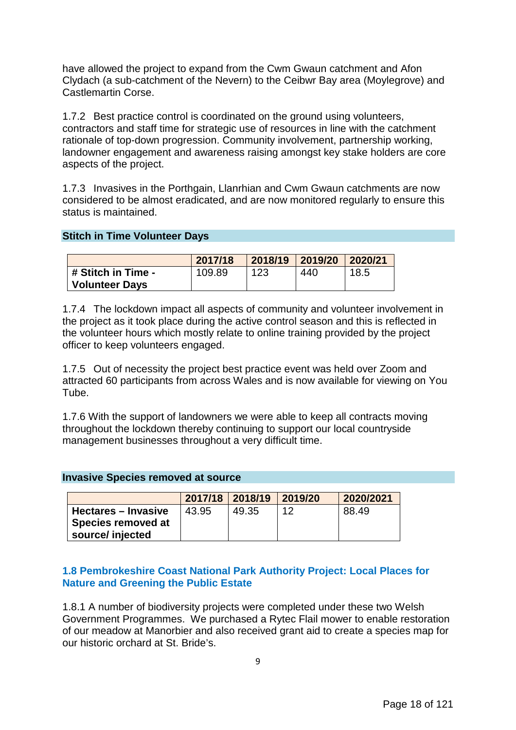have allowed the project to expand from the Cwm Gwaun catchment and Afon Clydach (a sub-catchment of the Nevern) to the Ceibwr Bay area (Moylegrove) and Castlemartin Corse.

1.7.2 Best practice control is coordinated on the ground using volunteers, contractors and staff time for strategic use of resources in line with the catchment rationale of top-down progression. Community involvement, partnership working, landowner engagement and awareness raising amongst key stake holders are core aspects of the project.

1.7.3 Invasives in the Porthgain, Llanrhian and Cwm Gwaun catchments are now considered to be almost eradicated, and are now monitored regularly to ensure this status is maintained.

**Stitch in Time Volunteer Days**

| | 2017/18 | 2018/19 | 2019/20 | 2020/21 |
|---|---|---|---|---|
| **# Stitch in Time - Volunteer Days** | 109.89 | 123 | 440 | 18.5 |

1.7.4 The lockdown impact all aspects of community and volunteer involvement in the project as it took place during the active control season and this is reflected in the volunteer hours which mostly relate to online training provided by the project officer to keep volunteers engaged.

1.7.5 Out of necessity the project best practice event was held over Zoom and attracted 60 participants from across Wales and is now available for viewing on You Tube.

1.7.6 With the support of landowners we were able to keep all contracts moving throughout the lockdown thereby continuing to support our local countryside management businesses throughout a very difficult time.

**Invasive Species removed at source**

| | 2017/18 | 2018/19 | 2019/20 | 2020/2021 |
|---|---|---|---|---|
| **Hectares – Invasive Species removed at source/ injected** | 43.95 | 49.35 | 12 | 88.49 |

### 1.8 Pembrokeshire Coast National Park Authority Project: Local Places for Nature and Greening the Public Estate

1.8.1 A number of biodiversity projects were completed under these two Welsh Government Programmes. We purchased a Rytec Flail mower to enable restoration of our meadow at Manorbier and also received grant aid to create a species map for our historic orchard at St. Bride's.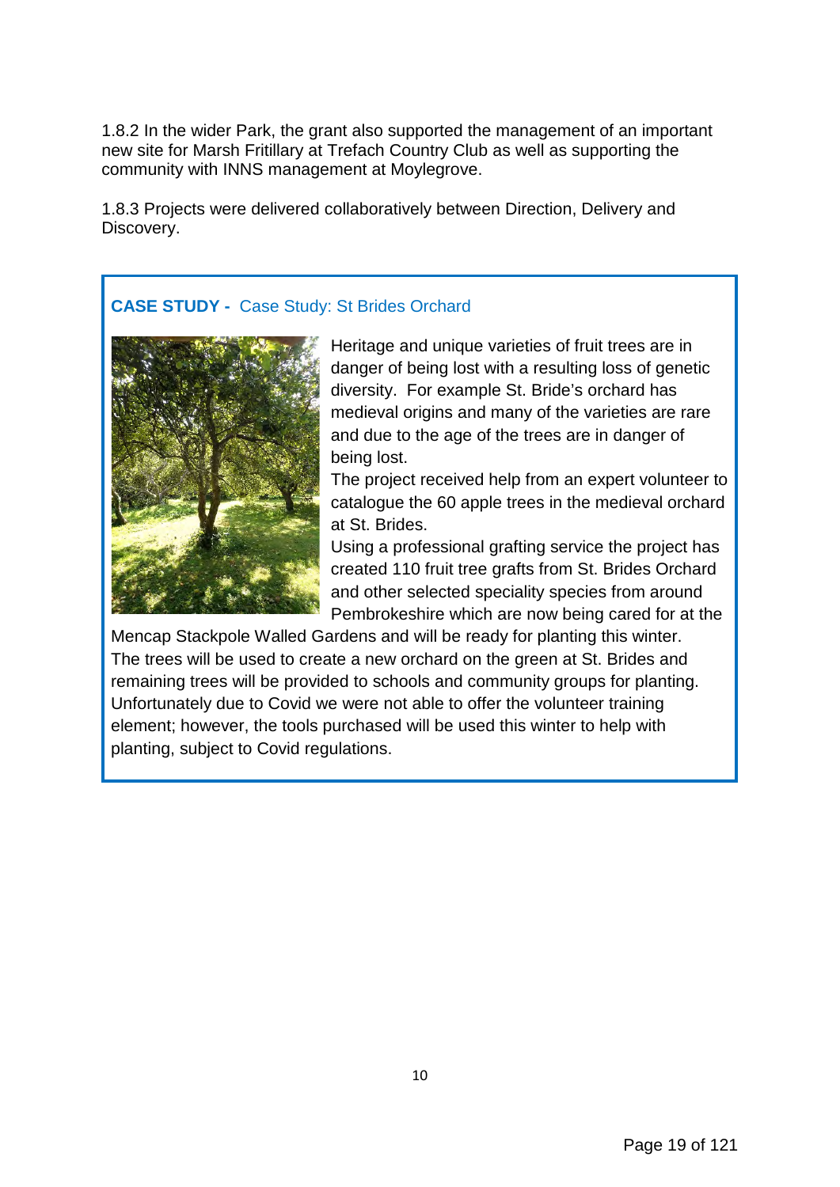1.8.2 In the wider Park, the grant also supported the management of an important new site for Marsh Fritillary at Trefach Country Club as well as supporting the community with INNS management at Moylegrove.

1.8.3 Projects were delivered collaboratively between Direction, Delivery and Discovery.

**CASE STUDY -** Case Study: St Brides Orchard

Heritage and unique varieties of fruit trees are in danger of being lost with a resulting loss of genetic diversity. For example St. Bride's orchard has medieval origins and many of the varieties are rare and due to the age of the trees are in danger of being lost.

The project received help from an expert volunteer to catalogue the 60 apple trees in the medieval orchard at St. Brides.

Using a professional grafting service the project has created 110 fruit tree grafts from St. Brides Orchard and other selected speciality species from around Pembrokeshire which are now being cared for at the Mencap Stackpole Walled Gardens and will be ready for planting this winter. The trees will be used to create a new orchard on the green at St. Brides and remaining trees will be provided to schools and community groups for planting. Unfortunately due to Covid we were not able to offer the volunteer training element; however, the tools purchased will be used this winter to help with planting, subject to Covid regulations.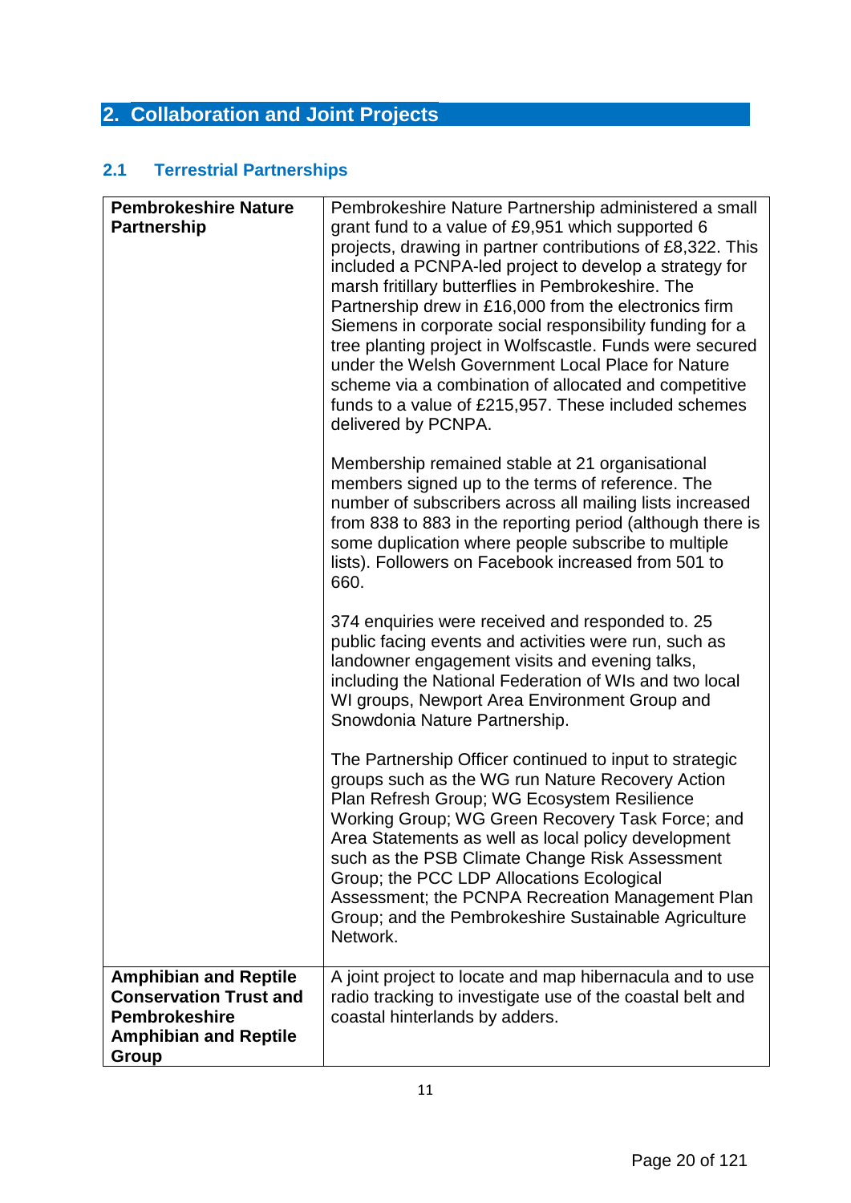# 2. Collaboration and Joint Projects

## 2.1 Terrestrial Partnerships

| | |
|---|---|
| **Pembrokeshire Nature Partnership** | Pembrokeshire Nature Partnership administered a small grant fund to a value of £9,951 which supported 6 projects, drawing in partner contributions of £8,322. This included a PCNPA-led project to develop a strategy for marsh fritillary butterflies in Pembrokeshire. The Partnership drew in £16,000 from the electronics firm Siemens in corporate social responsibility funding for a tree planting project in Wolfscastle. Funds were secured under the Welsh Government Local Place for Nature scheme via a combination of allocated and competitive funds to a value of £215,957. These included schemes delivered by PCNPA.<br><br>Membership remained stable at 21 organisational members signed up to the terms of reference. The number of subscribers across all mailing lists increased from 838 to 883 in the reporting period (although there is some duplication where people subscribe to multiple lists). Followers on Facebook increased from 501 to 660.<br><br>374 enquiries were received and responded to. 25 public facing events and activities were run, such as landowner engagement visits and evening talks, including the National Federation of WIs and two local WI groups, Newport Area Environment Group and Snowdonia Nature Partnership.<br><br>The Partnership Officer continued to input to strategic groups such as the WG run Nature Recovery Action Plan Refresh Group; WG Ecosystem Resilience Working Group; WG Green Recovery Task Force; and Area Statements as well as local policy development such as the PSB Climate Change Risk Assessment Group; the PCC LDP Allocations Ecological Assessment; the PCNPA Recreation Management Plan Group; and the Pembrokeshire Sustainable Agriculture Network. |
| **Amphibian and Reptile Conservation Trust and Pembrokeshire Amphibian and Reptile Group** | A joint project to locate and map hibernacula and to use radio tracking to investigate use of the coastal belt and coastal hinterlands by adders. |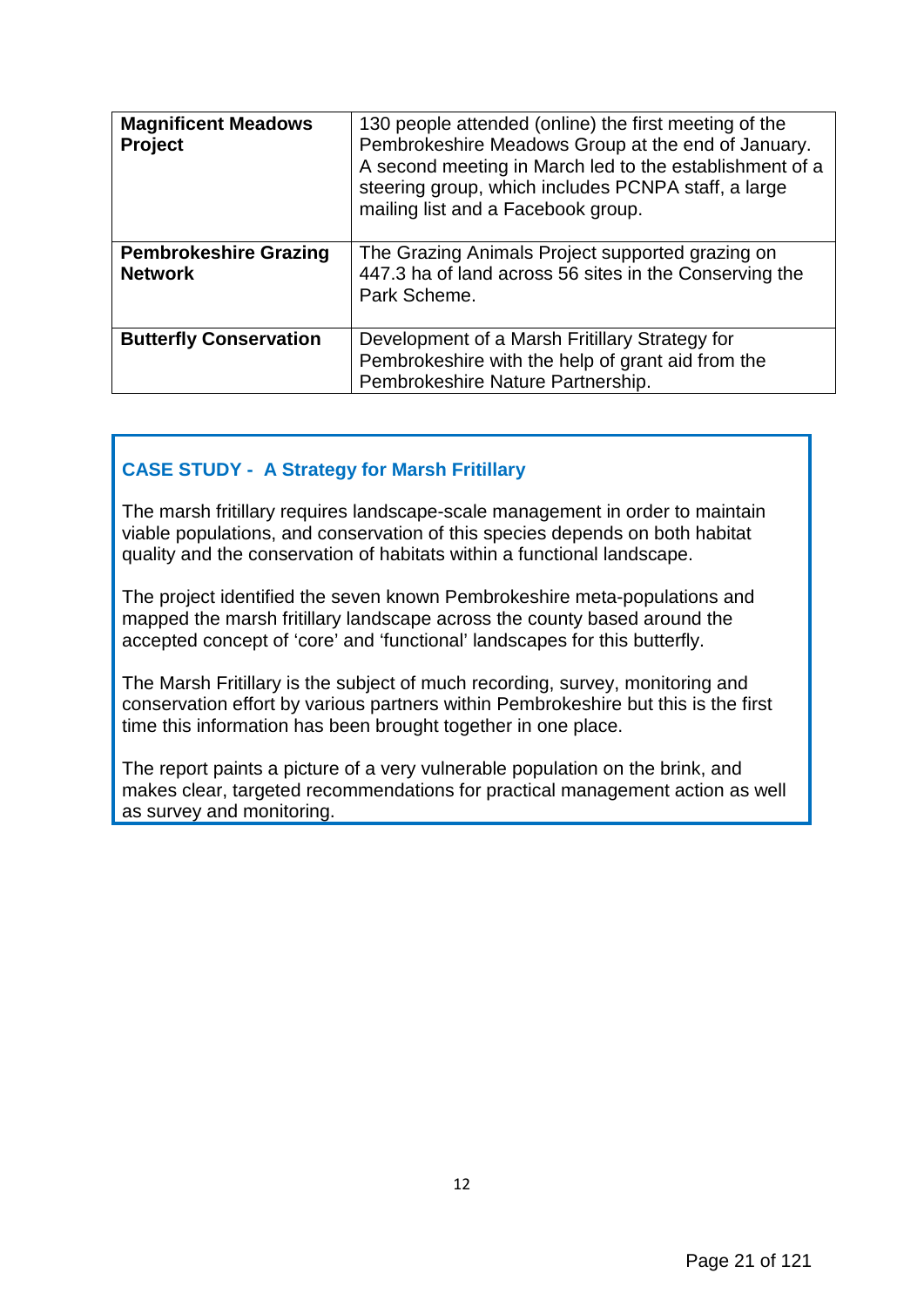| **Magnificent Meadows Project** | 130 people attended (online) the first meeting of the Pembrokeshire Meadows Group at the end of January. A second meeting in March led to the establishment of a steering group, which includes PCNPA staff, a large mailing list and a Facebook group. |
|---|---|
| **Pembrokeshire Grazing Network** | The Grazing Animals Project supported grazing on 447.3 ha of land across 56 sites in the Conserving the Park Scheme. |
| **Butterfly Conservation** | Development of a Marsh Fritillary Strategy for Pembrokeshire with the help of grant aid from the Pembrokeshire Nature Partnership. |

### CASE STUDY - A Strategy for Marsh Fritillary

The marsh fritillary requires landscape-scale management in order to maintain viable populations, and conservation of this species depends on both habitat quality and the conservation of habitats within a functional landscape.

The project identified the seven known Pembrokeshire meta-populations and mapped the marsh fritillary landscape across the county based around the accepted concept of 'core' and 'functional' landscapes for this butterfly.

The Marsh Fritillary is the subject of much recording, survey, monitoring and conservation effort by various partners within Pembrokeshire but this is the first time this information has been brought together in one place.

The report paints a picture of a very vulnerable population on the brink, and makes clear, targeted recommendations for practical management action as well as survey and monitoring.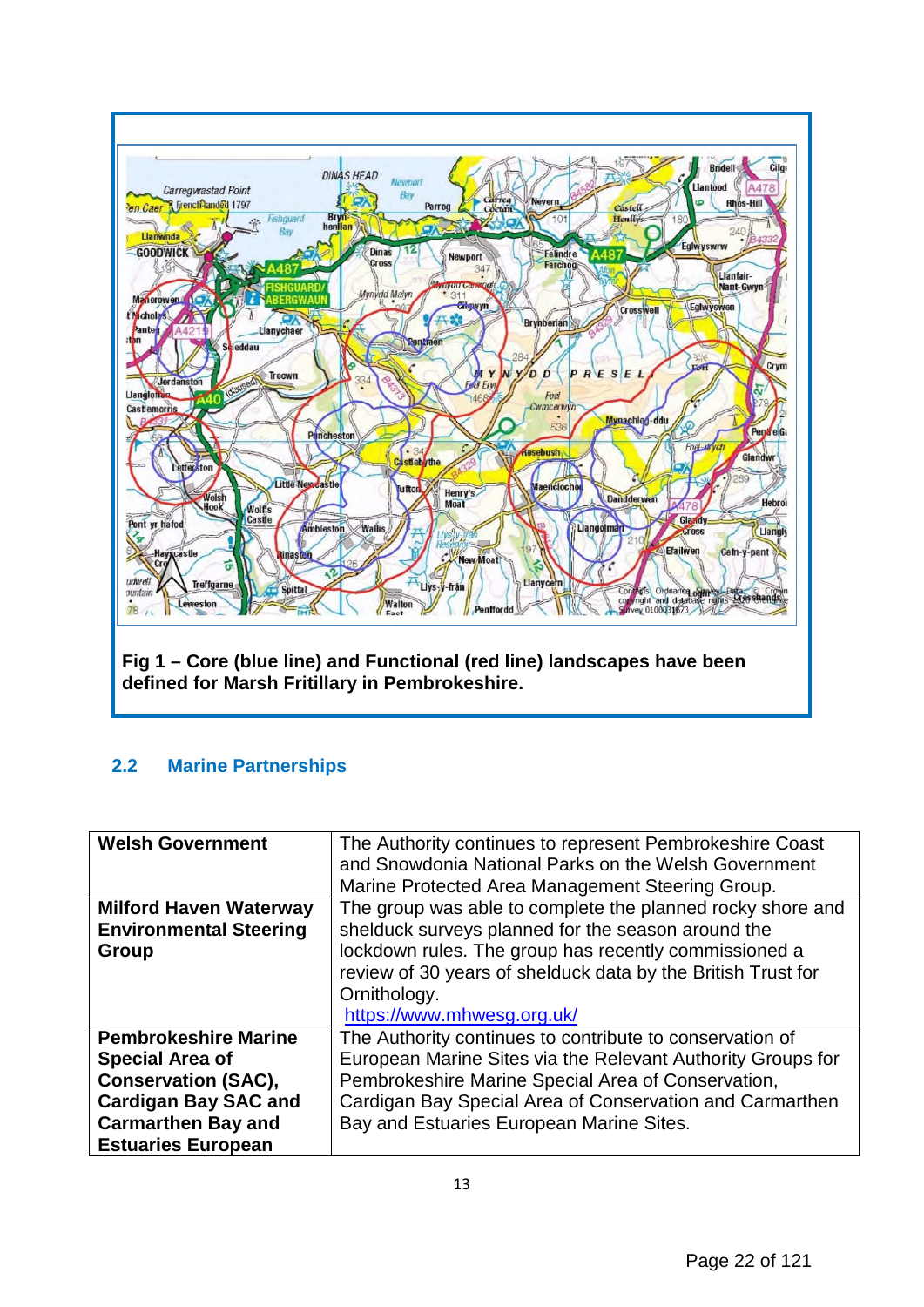**Fig 1 – Core (blue line) and Functional (red line) landscapes have been defined for Marsh Fritillary in Pembrokeshire.**

### 2.2 Marine Partnerships

| | |
|---|---|
| **Welsh Government** | The Authority continues to represent Pembrokeshire Coast and Snowdonia National Parks on the Welsh Government Marine Protected Area Management Steering Group. |
| **Milford Haven Waterway Environmental Steering Group** | The group was able to complete the planned rocky shore and shelduck surveys planned for the season around the lockdown rules. The group has recently commissioned a review of 30 years of shelduck data by the British Trust for Ornithology. https://www.mhwesg.org.uk/ |
| **Pembrokeshire Marine Special Area of Conservation (SAC), Cardigan Bay SAC and Carmarthen Bay and Estuaries European** | The Authority continues to contribute to conservation of European Marine Sites via the Relevant Authority Groups for Pembrokeshire Marine Special Area of Conservation, Cardigan Bay Special Area of Conservation and Carmarthen Bay and Estuaries European Marine Sites. |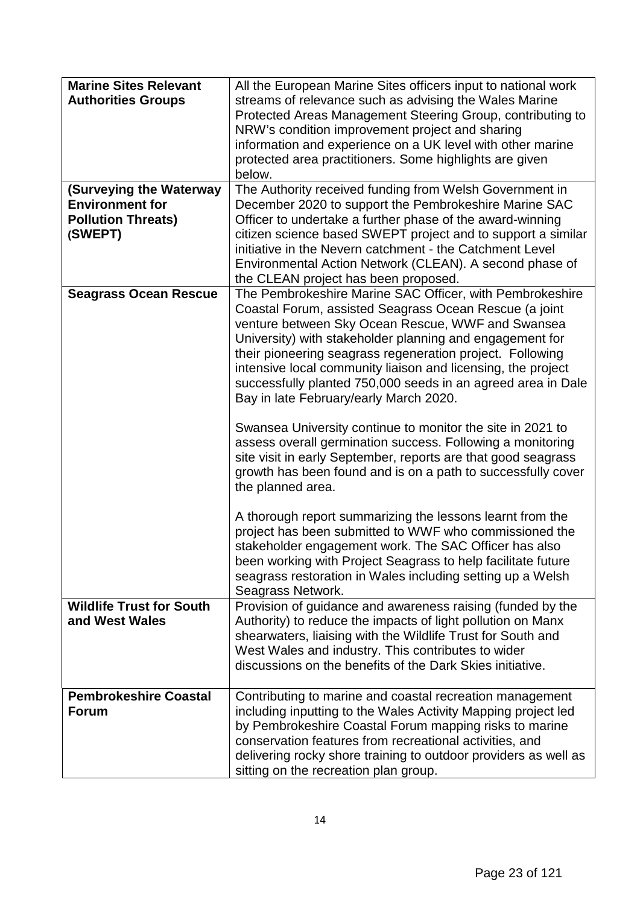| **Marine Sites Relevant Authorities Groups** | All the European Marine Sites officers input to national work streams of relevance such as advising the Wales Marine Protected Areas Management Steering Group, contributing to NRW's condition improvement project and sharing information and experience on a UK level with other marine protected area practitioners. Some highlights are given below. |
|---|---|
| **(Surveying the Waterway Environment for Pollution Threats) (SWEPT)** | The Authority received funding from Welsh Government in December 2020 to support the Pembrokeshire Marine SAC Officer to undertake a further phase of the award-winning citizen science based SWEPT project and to support a similar initiative in the Nevern catchment - the Catchment Level Environmental Action Network (CLEAN). A second phase of the CLEAN project has been proposed. |
| **Seagrass Ocean Rescue** | The Pembrokeshire Marine SAC Officer, with Pembrokeshire Coastal Forum, assisted Seagrass Ocean Rescue (a joint venture between Sky Ocean Rescue, WWF and Swansea University) with stakeholder planning and engagement for their pioneering seagrass regeneration project. Following intensive local community liaison and licensing, the project successfully planted 750,000 seeds in an agreed area in Dale Bay in late February/early March 2020.<br><br>Swansea University continue to monitor the site in 2021 to assess overall germination success. Following a monitoring site visit in early September, reports are that good seagrass growth has been found and is on a path to successfully cover the planned area.<br><br>A thorough report summarizing the lessons learnt from the project has been submitted to WWF who commissioned the stakeholder engagement work. The SAC Officer has also been working with Project Seagrass to help facilitate future seagrass restoration in Wales including setting up a Welsh Seagrass Network. |
| **Wildlife Trust for South and West Wales** | Provision of guidance and awareness raising (funded by the Authority) to reduce the impacts of light pollution on Manx shearwaters, liaising with the Wildlife Trust for South and West Wales and industry. This contributes to wider discussions on the benefits of the Dark Skies initiative. |
| **Pembrokeshire Coastal Forum** | Contributing to marine and coastal recreation management including inputting to the Wales Activity Mapping project led by Pembrokeshire Coastal Forum mapping risks to marine conservation features from recreational activities, and delivering rocky shore training to outdoor providers as well as sitting on the recreation plan group. |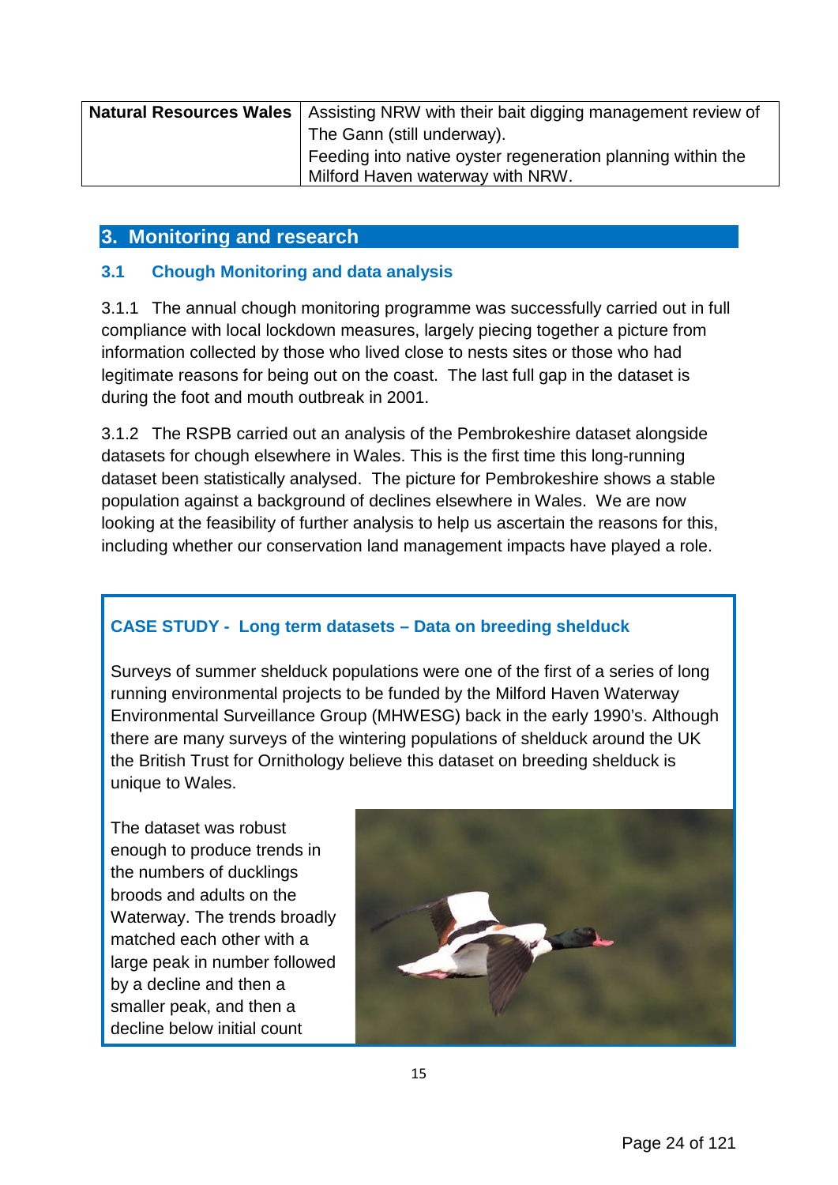| Natural Resources Wales | Assisting NRW with their bait digging management review of The Gann (still underway). Feeding into native oyster regeneration planning within the Milford Haven waterway with NRW. |
|---|---|

## 3. Monitoring and research

### 3.1 Chough Monitoring and data analysis

3.1.1 The annual chough monitoring programme was successfully carried out in full compliance with local lockdown measures, largely piecing together a picture from information collected by those who lived close to nests sites or those who had legitimate reasons for being out on the coast. The last full gap in the dataset is during the foot and mouth outbreak in 2001.

3.1.2 The RSPB carried out an analysis of the Pembrokeshire dataset alongside datasets for chough elsewhere in Wales. This is the first time this long-running dataset been statistically analysed. The picture for Pembrokeshire shows a stable population against a background of declines elsewhere in Wales. We are now looking at the feasibility of further analysis to help us ascertain the reasons for this, including whether our conservation land management impacts have played a role.

### CASE STUDY - Long term datasets – Data on breeding shelduck

Surveys of summer shelduck populations were one of the first of a series of long running environmental projects to be funded by the Milford Haven Waterway Environmental Surveillance Group (MHWESG) back in the early 1990's. Although there are many surveys of the wintering populations of shelduck around the UK the British Trust for Ornithology believe this dataset on breeding shelduck is unique to Wales.

The dataset was robust enough to produce trends in the numbers of ducklings broods and adults on the Waterway. The trends broadly matched each other with a large peak in number followed by a decline and then a smaller peak, and then a decline below initial count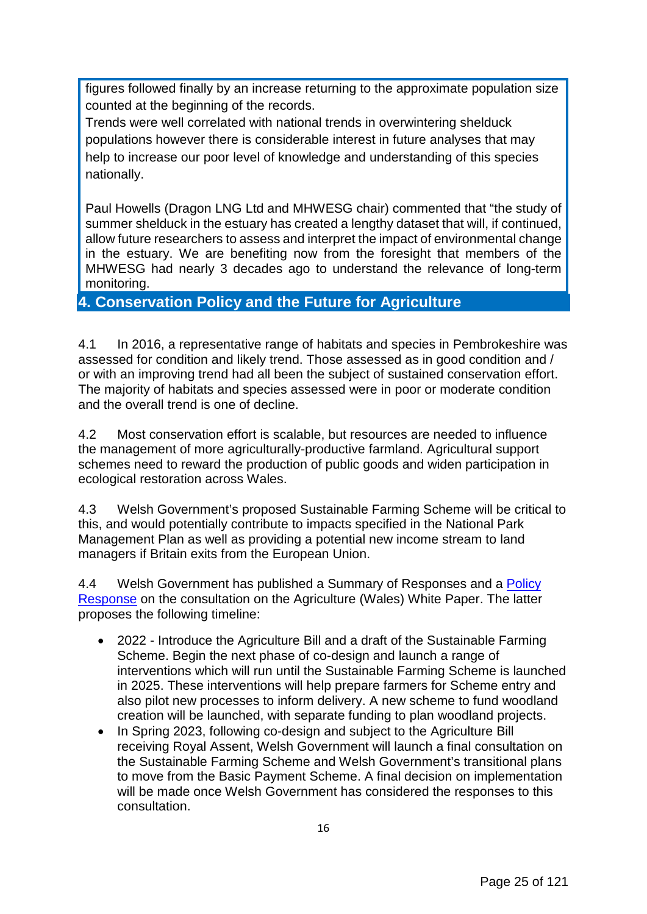figures followed finally by an increase returning to the approximate population size counted at the beginning of the records.

Trends were well correlated with national trends in overwintering shelduck populations however there is considerable interest in future analyses that may help to increase our poor level of knowledge and understanding of this species nationally.

Paul Howells (Dragon LNG Ltd and MHWESG chair) commented that "the study of summer shelduck in the estuary has created a lengthy dataset that will, if continued, allow future researchers to assess and interpret the impact of environmental change in the estuary. We are benefiting now from the foresight that members of the MHWESG had nearly 3 decades ago to understand the relevance of long-term monitoring.

## 4. Conservation Policy and the Future for Agriculture

4.1 In 2016, a representative range of habitats and species in Pembrokeshire was assessed for condition and likely trend. Those assessed as in good condition and / or with an improving trend had all been the subject of sustained conservation effort. The majority of habitats and species assessed were in poor or moderate condition and the overall trend is one of decline.

4.2 Most conservation effort is scalable, but resources are needed to influence the management of more agriculturally-productive farmland. Agricultural support schemes need to reward the production of public goods and widen participation in ecological restoration across Wales.

4.3 Welsh Government's proposed Sustainable Farming Scheme will be critical to this, and would potentially contribute to impacts specified in the National Park Management Plan as well as providing a potential new income stream to land managers if Britain exits from the European Union.

4.4 Welsh Government has published a Summary of Responses and a Policy Response on the consultation on the Agriculture (Wales) White Paper. The latter proposes the following timeline:

- 2022 - Introduce the Agriculture Bill and a draft of the Sustainable Farming Scheme. Begin the next phase of co-design and launch a range of interventions which will run until the Sustainable Farming Scheme is launched in 2025. These interventions will help prepare farmers for Scheme entry and also pilot new processes to inform delivery. A new scheme to fund woodland creation will be launched, with separate funding to plan woodland projects.
- In Spring 2023, following co-design and subject to the Agriculture Bill receiving Royal Assent, Welsh Government will launch a final consultation on the Sustainable Farming Scheme and Welsh Government's transitional plans to move from the Basic Payment Scheme. A final decision on implementation will be made once Welsh Government has considered the responses to this consultation.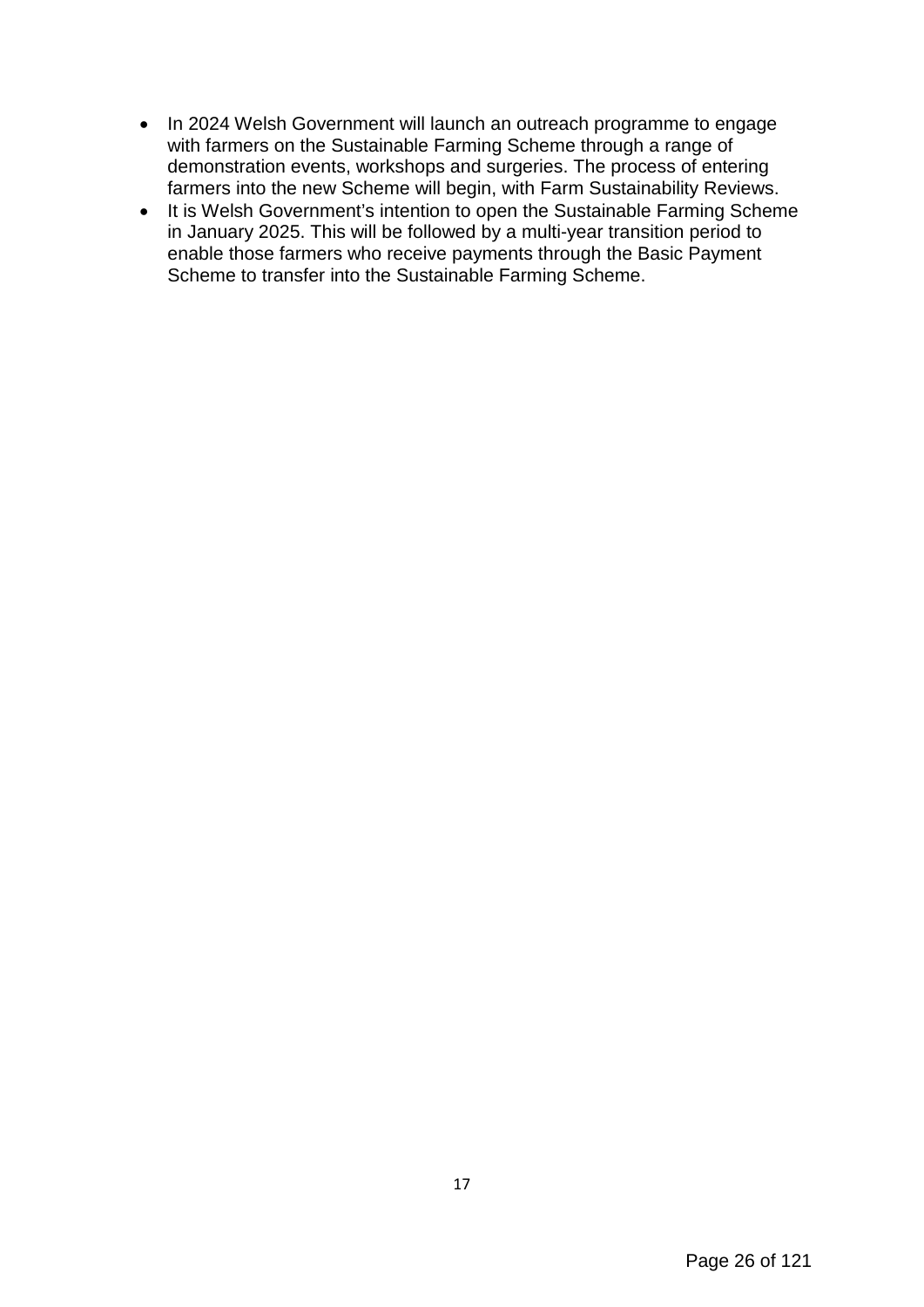- In 2024 Welsh Government will launch an outreach programme to engage with farmers on the Sustainable Farming Scheme through a range of demonstration events, workshops and surgeries. The process of entering farmers into the new Scheme will begin, with Farm Sustainability Reviews.
- It is Welsh Government's intention to open the Sustainable Farming Scheme in January 2025. This will be followed by a multi-year transition period to enable those farmers who receive payments through the Basic Payment Scheme to transfer into the Sustainable Farming Scheme.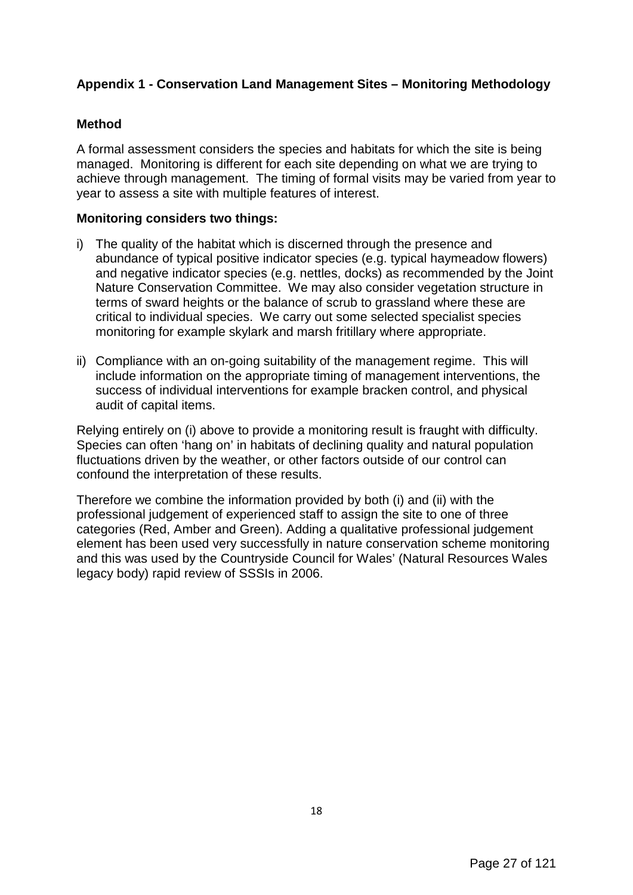## Appendix 1 - Conservation Land Management Sites – Monitoring Methodology

### Method

A formal assessment considers the species and habitats for which the site is being managed. Monitoring is different for each site depending on what we are trying to achieve through management. The timing of formal visits may be varied from year to year to assess a site with multiple features of interest.

**Monitoring considers two things:**

i) The quality of the habitat which is discerned through the presence and abundance of typical positive indicator species (e.g. typical haymeadow flowers) and negative indicator species (e.g. nettles, docks) as recommended by the Joint Nature Conservation Committee. We may also consider vegetation structure in terms of sward heights or the balance of scrub to grassland where these are critical to individual species. We carry out some selected specialist species monitoring for example skylark and marsh fritillary where appropriate.

ii) Compliance with an on-going suitability of the management regime. This will include information on the appropriate timing of management interventions, the success of individual interventions for example bracken control, and physical audit of capital items.

Relying entirely on (i) above to provide a monitoring result is fraught with difficulty. Species can often 'hang on' in habitats of declining quality and natural population fluctuations driven by the weather, or other factors outside of our control can confound the interpretation of these results.

Therefore we combine the information provided by both (i) and (ii) with the professional judgement of experienced staff to assign the site to one of three categories (Red, Amber and Green). Adding a qualitative professional judgement element has been used very successfully in nature conservation scheme monitoring and this was used by the Countryside Council for Wales' (Natural Resources Wales legacy body) rapid review of SSSIs in 2006.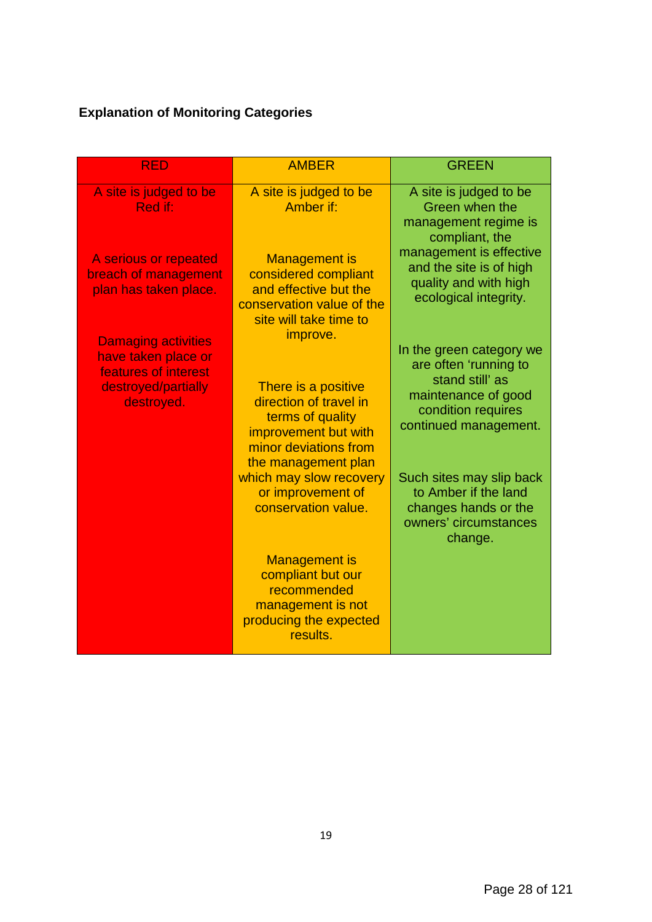**Explanation of Monitoring Categories**

| RED | AMBER | GREEN |
|---|---|---|
| A site is judged to be Red if: <br><br> A serious or repeated breach of management plan has taken place. <br><br> Damaging activities have taken place or features of interest destroyed/partially destroyed. | A site is judged to be Amber if: <br><br> Management is considered compliant and effective but the conservation value of the site will take time to improve. <br><br> There is a positive direction of travel in terms of quality improvement but with minor deviations from the management plan which may slow recovery or improvement of conservation value. <br><br> Management is compliant but our recommended management is not producing the expected results. | A site is judged to be Green when the management regime is compliant, the management is effective and the site is of high quality and with high ecological integrity. <br><br> In the green category we are often 'running to stand still' as maintenance of good condition requires continued management. <br><br> Such sites may slip back to Amber if the land changes hands or the owners' circumstances change. |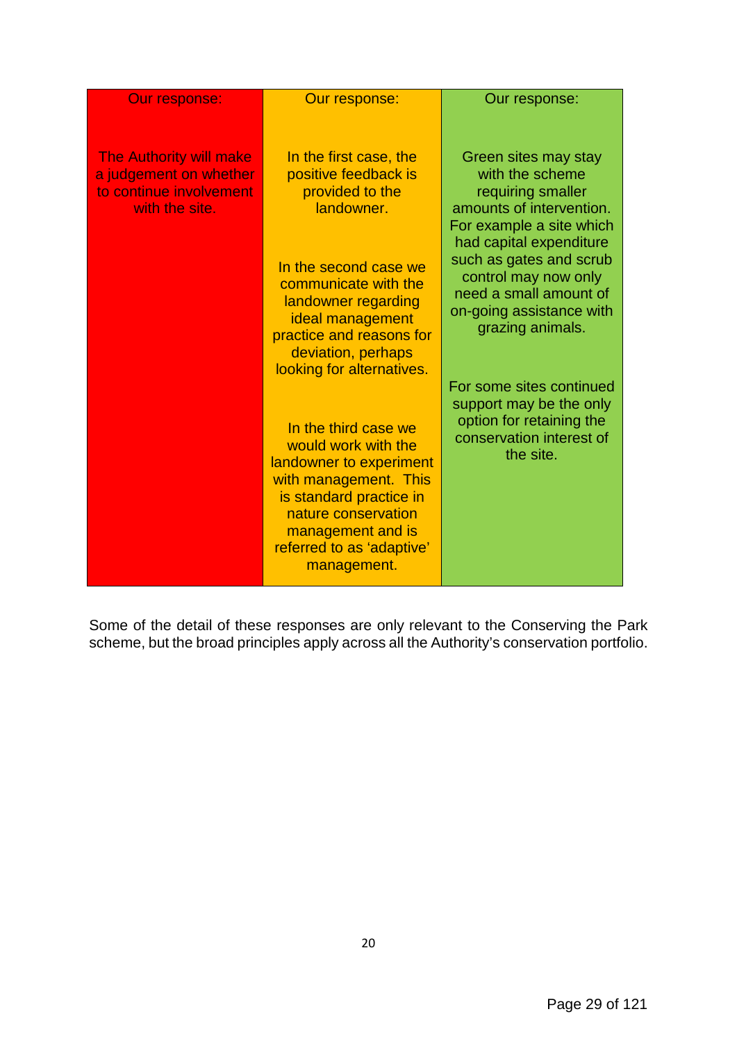| Our response: | Our response: | Our response: |
| --- | --- | --- |
| The Authority will make a judgement on whether to continue involvement with the site. | In the first case, the positive feedback is provided to the landowner.<br><br>In the second case we communicate with the landowner regarding ideal management practice and reasons for deviation, perhaps looking for alternatives.<br><br>In the third case we would work with the landowner to experiment with management. This is standard practice in nature conservation management and is referred to as 'adaptive' management. | Green sites may stay with the scheme requiring smaller amounts of intervention. For example a site which had capital expenditure such as gates and scrub control may now only need a small amount of on-going assistance with grazing animals.<br><br>For some sites continued support may be the only option for retaining the conservation interest of the site. |

Some of the detail of these responses are only relevant to the Conserving the Park scheme, but the broad principles apply across all the Authority's conservation portfolio.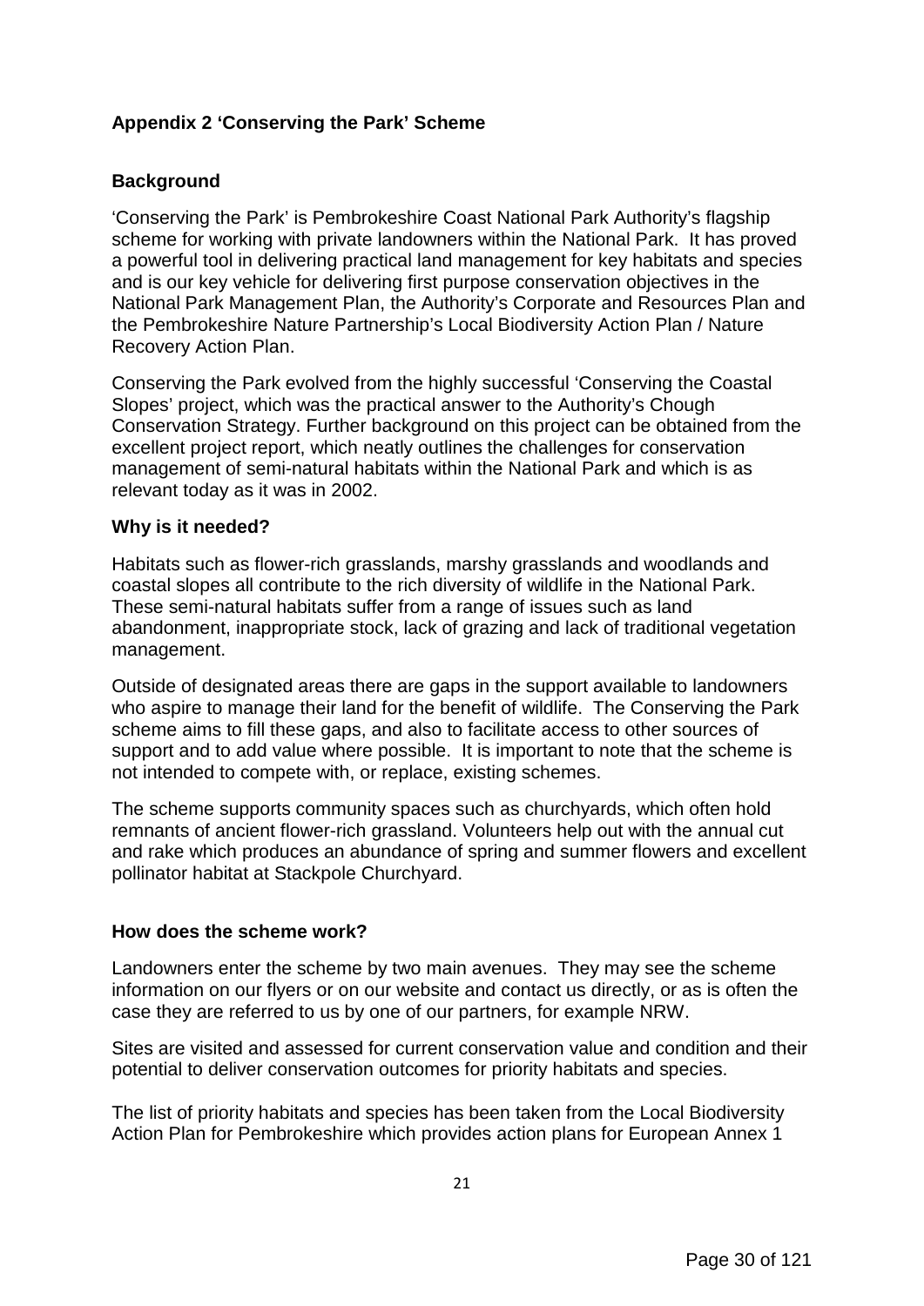## Appendix 2 'Conserving the Park' Scheme

### Background

'Conserving the Park' is Pembrokeshire Coast National Park Authority's flagship scheme for working with private landowners within the National Park. It has proved a powerful tool in delivering practical land management for key habitats and species and is our key vehicle for delivering first purpose conservation objectives in the National Park Management Plan, the Authority's Corporate and Resources Plan and the Pembrokeshire Nature Partnership's Local Biodiversity Action Plan / Nature Recovery Action Plan.

Conserving the Park evolved from the highly successful 'Conserving the Coastal Slopes' project, which was the practical answer to the Authority's Chough Conservation Strategy. Further background on this project can be obtained from the excellent project report, which neatly outlines the challenges for conservation management of semi-natural habitats within the National Park and which is as relevant today as it was in 2002.

### Why is it needed?

Habitats such as flower-rich grasslands, marshy grasslands and woodlands and coastal slopes all contribute to the rich diversity of wildlife in the National Park. These semi-natural habitats suffer from a range of issues such as land abandonment, inappropriate stock, lack of grazing and lack of traditional vegetation management.

Outside of designated areas there are gaps in the support available to landowners who aspire to manage their land for the benefit of wildlife. The Conserving the Park scheme aims to fill these gaps, and also to facilitate access to other sources of support and to add value where possible. It is important to note that the scheme is not intended to compete with, or replace, existing schemes.

The scheme supports community spaces such as churchyards, which often hold remnants of ancient flower-rich grassland. Volunteers help out with the annual cut and rake which produces an abundance of spring and summer flowers and excellent pollinator habitat at Stackpole Churchyard.

### How does the scheme work?

Landowners enter the scheme by two main avenues. They may see the scheme information on our flyers or on our website and contact us directly, or as is often the case they are referred to us by one of our partners, for example NRW.

Sites are visited and assessed for current conservation value and condition and their potential to deliver conservation outcomes for priority habitats and species.

The list of priority habitats and species has been taken from the Local Biodiversity Action Plan for Pembrokeshire which provides action plans for European Annex 1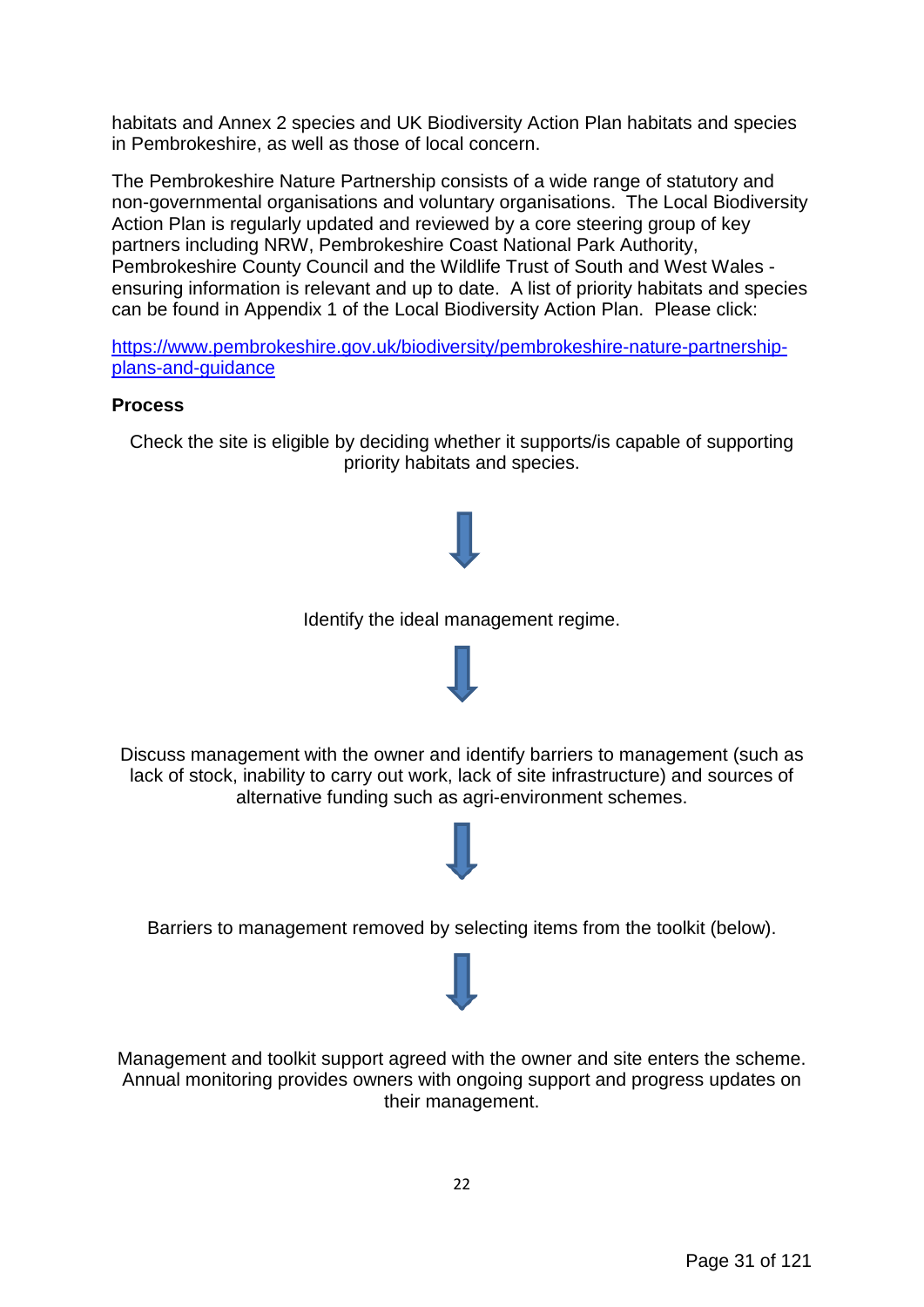habitats and Annex 2 species and UK Biodiversity Action Plan habitats and species in Pembrokeshire, as well as those of local concern.

The Pembrokeshire Nature Partnership consists of a wide range of statutory and non-governmental organisations and voluntary organisations. The Local Biodiversity Action Plan is regularly updated and reviewed by a core steering group of key partners including NRW, Pembrokeshire Coast National Park Authority, Pembrokeshire County Council and the Wildlife Trust of South and West Wales - ensuring information is relevant and up to date. A list of priority habitats and species can be found in Appendix 1 of the Local Biodiversity Action Plan. Please click:

[https://www.pembrokeshire.gov.uk/biodiversity/pembrokeshire-nature-partnership-plans-and-guidance](https://www.pembrokeshire.gov.uk/biodiversity/pembrokeshire-nature-partnership-plans-and-guidance)

**Process**

Check the site is eligible by deciding whether it supports/is capable of supporting priority habitats and species.

↓

Identify the ideal management regime.

↓

Discuss management with the owner and identify barriers to management (such as lack of stock, inability to carry out work, lack of site infrastructure) and sources of alternative funding such as agri-environment schemes.

↓

Barriers to management removed by selecting items from the toolkit (below).

↓

Management and toolkit support agreed with the owner and site enters the scheme. Annual monitoring provides owners with ongoing support and progress updates on their management.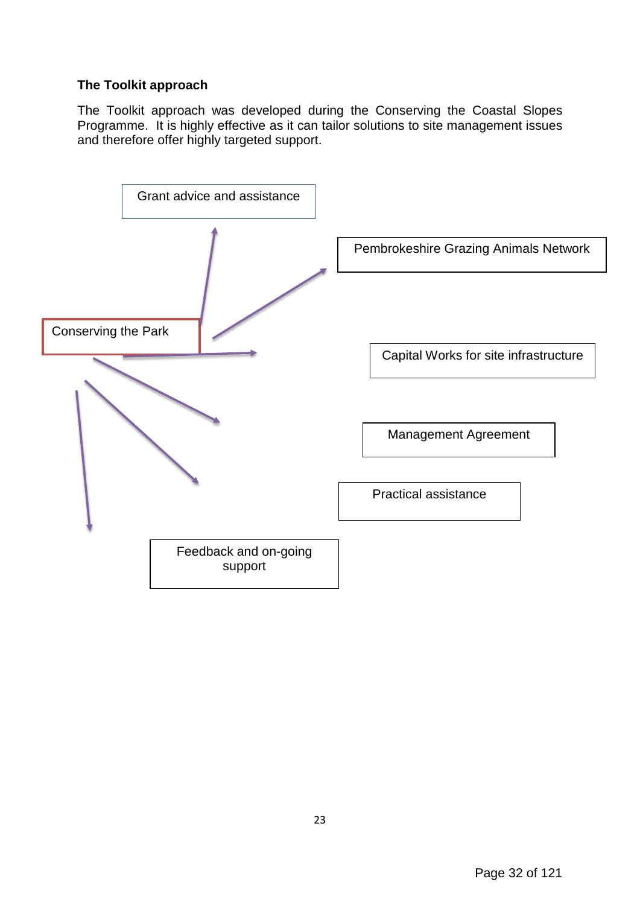**The Toolkit approach**

The Toolkit approach was developed during the Conserving the Coastal Slopes Programme. It is highly effective as it can tailor solutions to site management issues and therefore offer highly targeted support.

Grant advice and assistance

Pembrokeshire Grazing Animals Network

Conserving the Park

Capital Works for site infrastructure

Management Agreement

Practical assistance

Feedback and on-going support